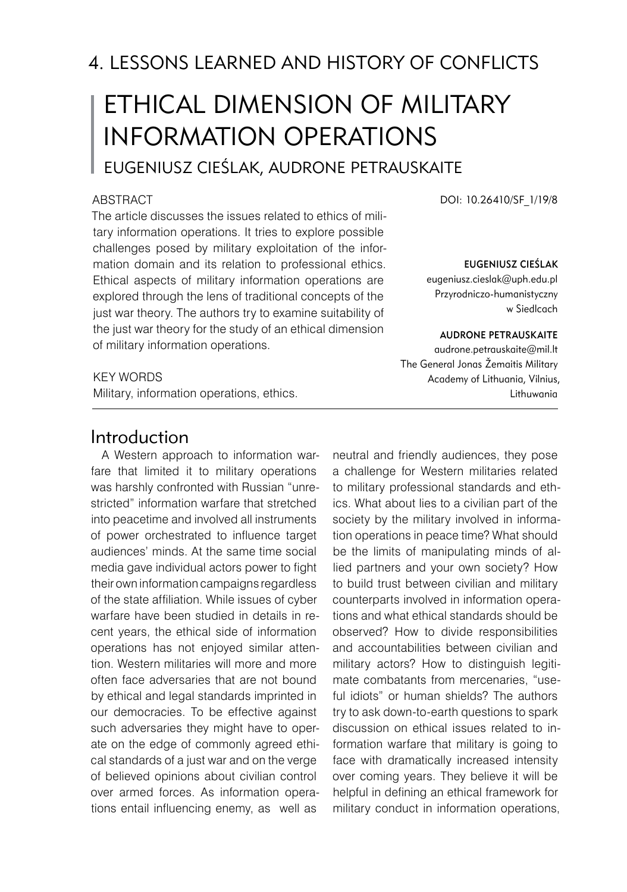# 4. LESSONS LEARNED AND HISTORY OF CONFLICTS

# ETHICAL DIMENSION OF MILITARY INFORMATION OPERATIONS

## EUGENIUSZ CIEŚLAK, AUDRONE PETRAUSKAITE

DOI: 10.26410/SF_1/19/8

**EUGENIUSZ CIEŚLAK**
eugeniusz.cieslak@uph.edu.pl
Przyrodniczo-humanistyczny w Siedlcach

**AUDRONE PETRAUSKAITE**
audrone.petrauskaite@mil.lt
The General Jonas Žemaitis Military Academy of Lithuania, Vilnius, Lithuwania

ABSTRACT

The article discusses the issues related to ethics of military information operations. It tries to explore possible challenges posed by military exploitation of the information domain and its relation to professional ethics. Ethical aspects of military information operations are explored through the lens of traditional concepts of the just war theory. The authors try to examine suitability of the just war theory for the study of an ethical dimension of military information operations.

KEY WORDS

Military, information operations, ethics.

## Introduction

A Western approach to information warfare that limited it to military operations was harshly confronted with Russian "unrestricted" information warfare that stretched into peacetime and involved all instruments of power orchestrated to influence target audiences' minds. At the same time social media gave individual actors power to fight their own information campaigns regardless of the state affiliation. While issues of cyber warfare have been studied in details in recent years, the ethical side of information operations has not enjoyed similar attention. Western militaries will more and more often face adversaries that are not bound by ethical and legal standards imprinted in our democracies. To be effective against such adversaries they might have to operate on the edge of commonly agreed ethical standards of a just war and on the verge of believed opinions about civilian control over armed forces. As information operations entail influencing enemy, as well as neutral and friendly audiences, they pose a challenge for Western militaries related to military professional standards and ethics. What about lies to a civilian part of the society by the military involved in information operations in peace time? What should be the limits of manipulating minds of allied partners and your own society? How to build trust between civilian and military counterparts involved in information operations and what ethical standards should be observed? How to divide responsibilities and accountabilities between civilian and military actors? How to distinguish legitimate combatants from mercenaries, "useful idiots" or human shields? The authors try to ask down-to-earth questions to spark discussion on ethical issues related to information warfare that military is going to face with dramatically increased intensity over coming years. They believe it will be helpful in defining an ethical framework for military conduct in information operations,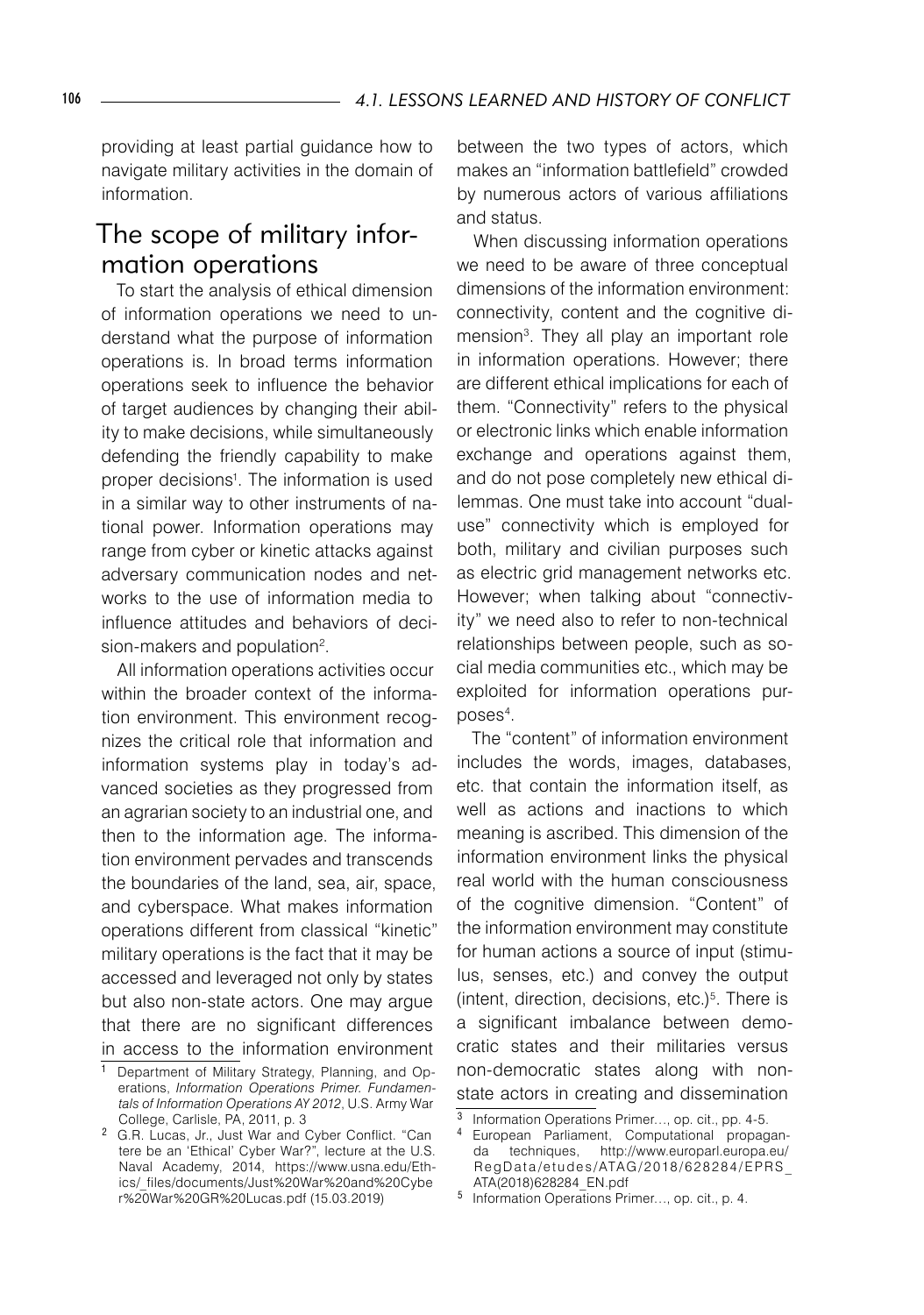providing at least partial guidance how to navigate military activities in the domain of information.

## The scope of military information operations

To start the analysis of ethical dimension of information operations we need to understand what the purpose of information operations is. In broad terms information operations seek to influence the behavior of target audiences by changing their ability to make decisions, while simultaneously defending the friendly capability to make proper decisions[1]. The information is used in a similar way to other instruments of national power. Information operations may range from cyber or kinetic attacks against adversary communication nodes and networks to the use of information media to influence attitudes and behaviors of decision-makers and population[2].

All information operations activities occur within the broader context of the information environment. This environment recognizes the critical role that information and information systems play in today's advanced societies as they progressed from an agrarian society to an industrial one, and then to the information age. The information environment pervades and transcends the boundaries of the land, sea, air, space, and cyberspace. What makes information operations different from classical "kinetic" military operations is the fact that it may be accessed and leveraged not only by states but also non-state actors. One may argue that there are no significant differences in access to the information environment between the two types of actors, which makes an "information battlefield" crowded by numerous actors of various affiliations and status.

When discussing information operations we need to be aware of three conceptual dimensions of the information environment: connectivity, content and the cognitive dimension[3]. They all play an important role in information operations. However; there are different ethical implications for each of them. "Connectivity" refers to the physical or electronic links which enable information exchange and operations against them, and do not pose completely new ethical dilemmas. One must take into account "dual-use" connectivity which is employed for both, military and civilian purposes such as electric grid management networks etc. However; when talking about "connectivity" we need also to refer to non-technical relationships between people, such as social media communities etc., which may be exploited for information operations purposes[4].

The "content" of information environment includes the words, images, databases, etc. that contain the information itself, as well as actions and inactions to which meaning is ascribed. This dimension of the information environment links the physical real world with the human consciousness of the cognitive dimension. "Content" of the information environment may constitute for human actions a source of input (stimulus, senses, etc.) and convey the output (intent, direction, decisions, etc.)[5]. There is a significant imbalance between democratic states and their militaries versus non-democratic states along with non-state actors in creating and dissemination

[1] Department of Military Strategy, Planning, and Operations, *Information Operations Primer. Fundamentals of Information Operations AY 2012*, U.S. Army War College, Carlisle, PA, 2011, p. 3

[2] G.R. Lucas, Jr., Just War and Cyber Conflict. "Can tere be an 'Ethical' Cyber War?", lecture at the U.S. Naval Academy, 2014, https://www.usna.edu/Ethics/_files/documents/Just%20War%20and%20Cyber%20War%20GR%20Lucas.pdf (15.03.2019)

[3] Information Operations Primer…, op. cit., pp. 4-5.

[4] European Parliament, Computational propaganda techniques, http://www.europarl.europa.eu/RegData/etudes/ATAG/2018/628284/EPRS_ATA(2018)628284_EN.pdf

[5] Information Operations Primer…, op. cit., p. 4.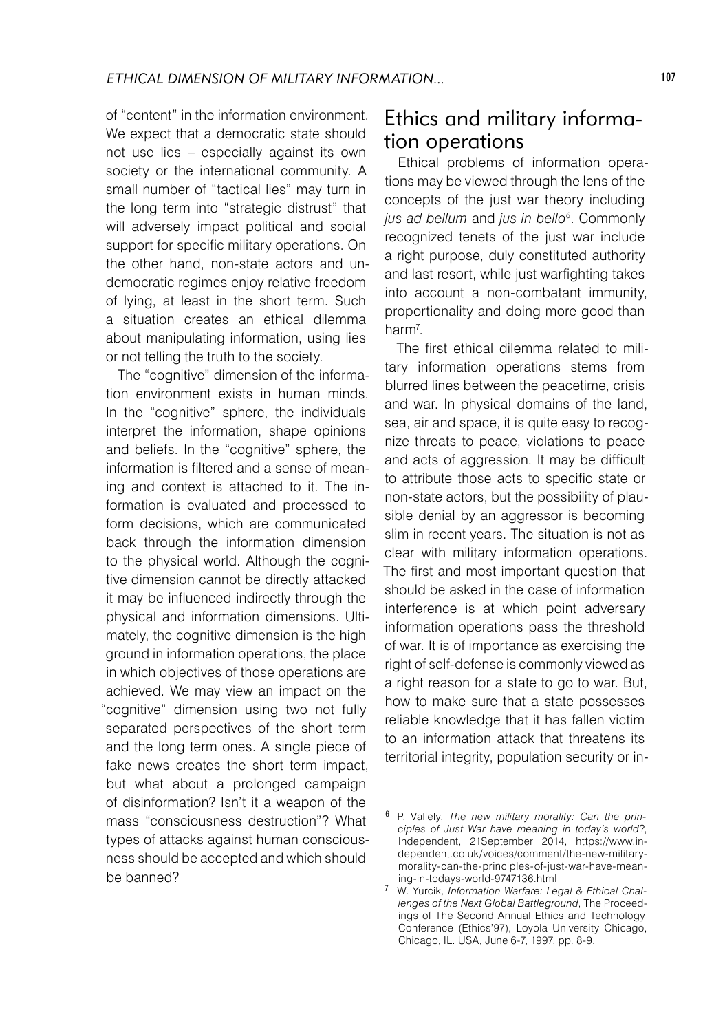of "content" in the information environment. We expect that a democratic state should not use lies – especially against its own society or the international community. A small number of "tactical lies" may turn in the long term into "strategic distrust" that will adversely impact political and social support for specific military operations. On the other hand, non-state actors and undemocratic regimes enjoy relative freedom of lying, at least in the short term. Such a situation creates an ethical dilemma about manipulating information, using lies or not telling the truth to the society.

The "cognitive" dimension of the information environment exists in human minds. In the "cognitive" sphere, the individuals interpret the information, shape opinions and beliefs. In the "cognitive" sphere, the information is filtered and a sense of meaning and context is attached to it. The information is evaluated and processed to form decisions, which are communicated back through the information dimension to the physical world. Although the cognitive dimension cannot be directly attacked it may be influenced indirectly through the physical and information dimensions. Ultimately, the cognitive dimension is the high ground in information operations, the place in which objectives of those operations are achieved. We may view an impact on the "cognitive" dimension using two not fully separated perspectives of the short term and the long term ones. A single piece of fake news creates the short term impact, but what about a prolonged campaign of disinformation? Isn't it a weapon of the mass "consciousness destruction"? What types of attacks against human consciousness should be accepted and which should be banned?

## Ethics and military information operations

Ethical problems of information operations may be viewed through the lens of the concepts of the just war theory including *jus ad bellum* and *jus in bello*[6]. Commonly recognized tenets of the just war include a right purpose, duly constituted authority and last resort, while just warfighting takes into account a non-combatant immunity, proportionality and doing more good than harm[7].

The first ethical dilemma related to military information operations stems from blurred lines between the peacetime, crisis and war. In physical domains of the land, sea, air and space, it is quite easy to recognize threats to peace, violations to peace and acts of aggression. It may be difficult to attribute those acts to specific state or non-state actors, but the possibility of plausible denial by an aggressor is becoming slim in recent years. The situation is not as clear with military information operations. The first and most important question that should be asked in the case of information interference is at which point adversary information operations pass the threshold of war. It is of importance as exercising the right of self-defense is commonly viewed as a right reason for a state to go to war. But, how to make sure that a state possesses reliable knowledge that it has fallen victim to an information attack that threatens its territorial integrity, population security or in-

---

[6] P. Vallely, *The new military morality: Can the principles of Just War have meaning in today's world*?, Independent, 21September 2014, https://www.independent.co.uk/voices/comment/the-new-military-morality-can-the-principles-of-just-war-have-meaning-in-todays-world-9747136.html

[7] W. Yurcik, *Information Warfare: Legal & Ethical Challenges of the Next Global Battleground*, The Proceedings of The Second Annual Ethics and Technology Conference (Ethics'97), Loyola University Chicago, Chicago, IL. USA, June 6-7, 1997, pp. 8-9.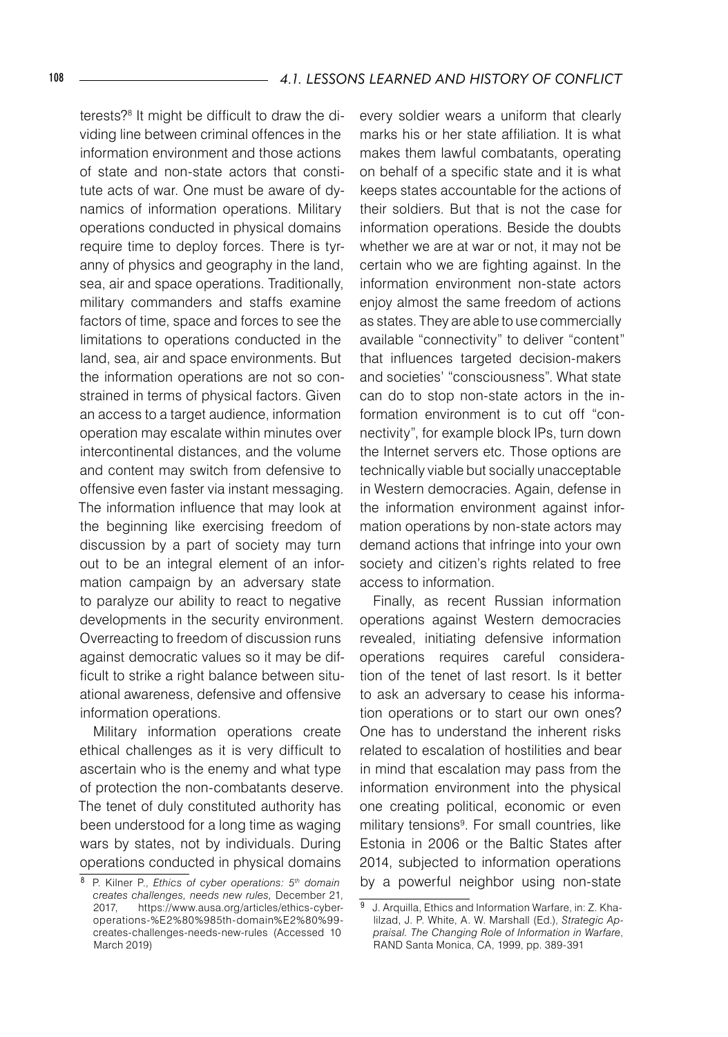terests?[8] It might be difficult to draw the dividing line between criminal offences in the information environment and those actions of state and non-state actors that constitute acts of war. One must be aware of dynamics of information operations. Military operations conducted in physical domains require time to deploy forces. There is tyranny of physics and geography in the land, sea, air and space operations. Traditionally, military commanders and staffs examine factors of time, space and forces to see the limitations to operations conducted in the land, sea, air and space environments. But the information operations are not so constrained in terms of physical factors. Given an access to a target audience, information operation may escalate within minutes over intercontinental distances, and the volume and content may switch from defensive to offensive even faster via instant messaging. The information influence that may look at the beginning like exercising freedom of discussion by a part of society may turn out to be an integral element of an information campaign by an adversary state to paralyze our ability to react to negative developments in the security environment. Overreacting to freedom of discussion runs against democratic values so it may be difficult to strike a right balance between situational awareness, defensive and offensive information operations.

Military information operations create ethical challenges as it is very difficult to ascertain who is the enemy and what type of protection the non-combatants deserve. The tenet of duly constituted authority has been understood for a long time as waging wars by states, not by individuals. During operations conducted in physical domains every soldier wears a uniform that clearly marks his or her state affiliation. It is what makes them lawful combatants, operating on behalf of a specific state and it is what keeps states accountable for the actions of their soldiers. But that is not the case for information operations. Beside the doubts whether we are at war or not, it may not be certain who we are fighting against. In the information environment non-state actors enjoy almost the same freedom of actions as states. They are able to use commercially available "connectivity" to deliver "content" that influences targeted decision-makers and societies' "consciousness". What state can do to stop non-state actors in the information environment is to cut off "connectivity", for example block IPs, turn down the Internet servers etc. Those options are technically viable but socially unacceptable in Western democracies. Again, defense in the information environment against information operations by non-state actors may demand actions that infringe into your own society and citizen's rights related to free access to information.

Finally, as recent Russian information operations against Western democracies revealed, initiating defensive information operations requires careful consideration of the tenet of last resort. Is it better to ask an adversary to cease his information operations or to start our own ones? One has to understand the inherent risks related to escalation of hostilities and bear in mind that escalation may pass from the information environment into the physical one creating political, economic or even military tensions[9]. For small countries, like Estonia in 2006 or the Baltic States after 2014, subjected to information operations by a powerful neighbor using non-state

---

[8] P. Kilner P., *Ethics of cyber operations: 5th domain creates challenges, needs new rules,* December 21, 2017, https://www.ausa.org/articles/ethics-cyber-operations-%E2%80%985th-domain%E2%80%99-creates-challenges-needs-new-rules (Accessed 10 March 2019)

[9] J. Arquilla, Ethics and Information Warfare, in: Z. Khalilzad, J. P. White, A. W. Marshall (Ed.), *Strategic Appraisal. The Changing Role of Information in Warfare*, RAND Santa Monica, CA, 1999, pp. 389-391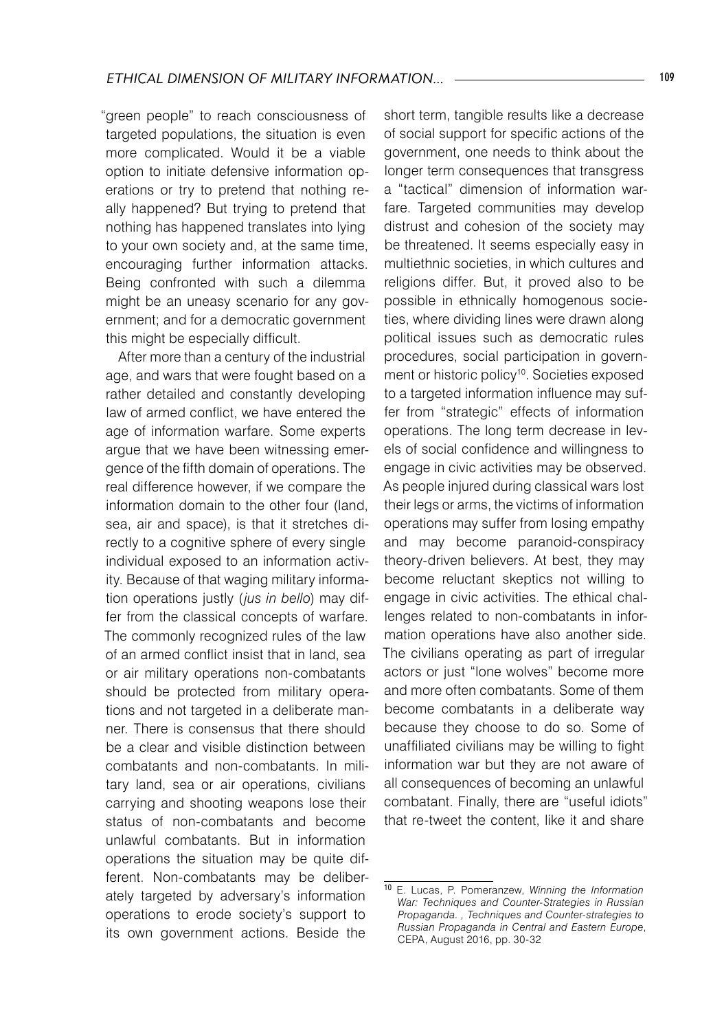"green people" to reach consciousness of targeted populations, the situation is even more complicated. Would it be a viable option to initiate defensive information operations or try to pretend that nothing really happened? But trying to pretend that nothing has happened translates into lying to your own society and, at the same time, encouraging further information attacks. Being confronted with such a dilemma might be an uneasy scenario for any government; and for a democratic government this might be especially difficult.

After more than a century of the industrial age, and wars that were fought based on a rather detailed and constantly developing law of armed conflict, we have entered the age of information warfare. Some experts argue that we have been witnessing emergence of the fifth domain of operations. The real difference however, if we compare the information domain to the other four (land, sea, air and space), is that it stretches directly to a cognitive sphere of every single individual exposed to an information activity. Because of that waging military information operations justly (*jus in bello*) may differ from the classical concepts of warfare. The commonly recognized rules of the law of an armed conflict insist that in land, sea or air military operations non-combatants should be protected from military operations and not targeted in a deliberate manner. There is consensus that there should be a clear and visible distinction between combatants and non-combatants. In military land, sea or air operations, civilians carrying and shooting weapons lose their status of non-combatants and become unlawful combatants. But in information operations the situation may be quite different. Non-combatants may be deliberately targeted by adversary's information operations to erode society's support to its own government actions. Beside the short term, tangible results like a decrease of social support for specific actions of the government, one needs to think about the longer term consequences that transgress a "tactical" dimension of information warfare. Targeted communities may develop distrust and cohesion of the society may be threatened. It seems especially easy in multiethnic societies, in which cultures and religions differ. But, it proved also to be possible in ethnically homogenous societies, where dividing lines were drawn along political issues such as democratic rules procedures, social participation in government or historic policy[10]. Societies exposed to a targeted information influence may suffer from "strategic" effects of information operations. The long term decrease in levels of social confidence and willingness to engage in civic activities may be observed. As people injured during classical wars lost their legs or arms, the victims of information operations may suffer from losing empathy and may become paranoid-conspiracy theory-driven believers. At best, they may become reluctant skeptics not willing to engage in civic activities. The ethical challenges related to non-combatants in information operations have also another side. The civilians operating as part of irregular actors or just "lone wolves" become more and more often combatants. Some of them become combatants in a deliberate way because they choose to do so. Some of unaffiliated civilians may be willing to fight information war but they are not aware of all consequences of becoming an unlawful combatant. Finally, there are "useful idiots" that re-tweet the content, like it and share

---

[10] E. Lucas, P. Pomeranzew, *Winning the Information War: Techniques and Counter-Strategies in Russian Propaganda. , Techniques and Counter-strategies to Russian Propaganda in Central and Eastern Europe*, CEPA, August 2016, pp. 30-32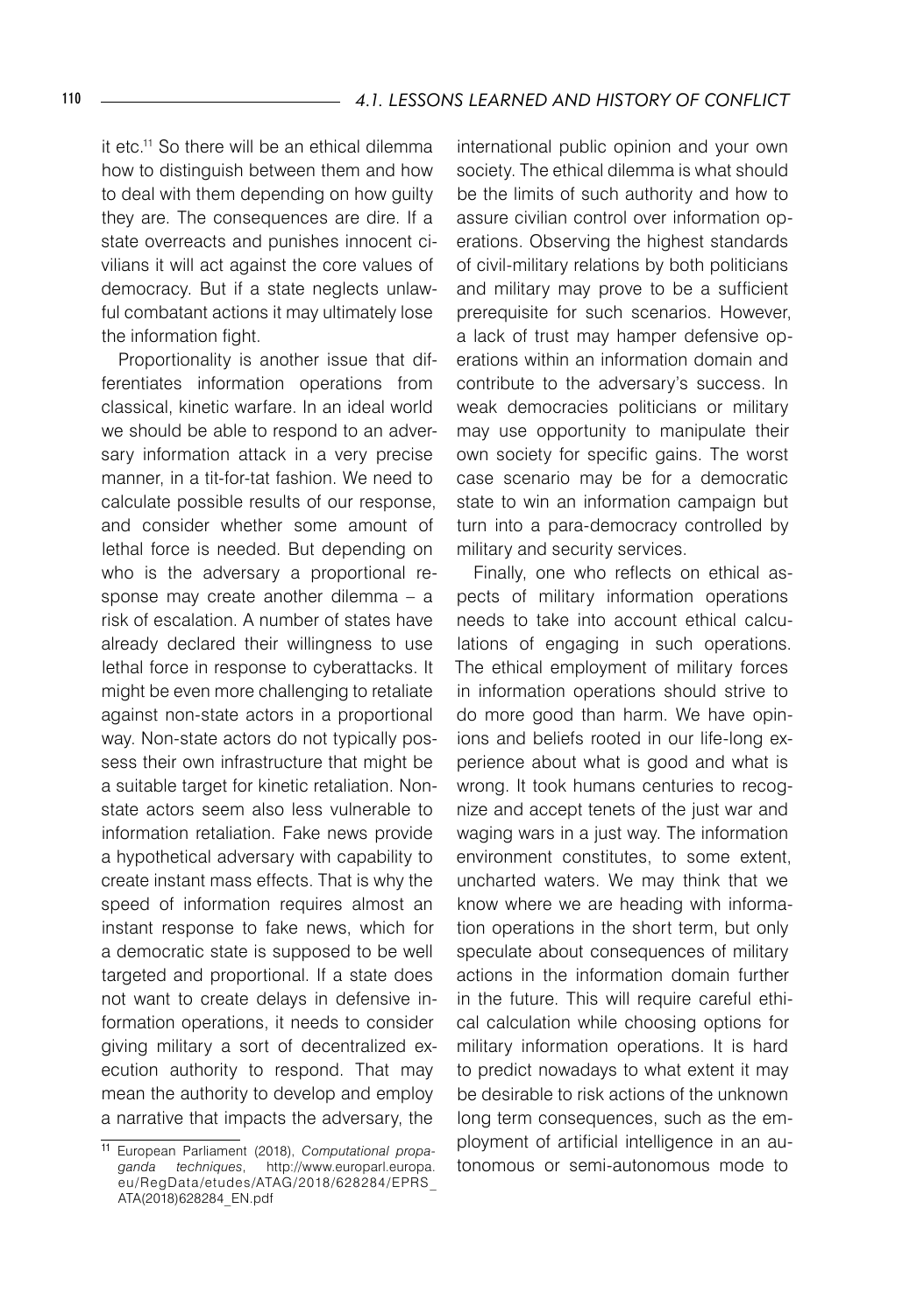it etc.[11] So there will be an ethical dilemma how to distinguish between them and how to deal with them depending on how guilty they are. The consequences are dire. If a state overreacts and punishes innocent civilians it will act against the core values of democracy. But if a state neglects unlawful combatant actions it may ultimately lose the information fight.

Proportionality is another issue that differentiates information operations from classical, kinetic warfare. In an ideal world we should be able to respond to an adversary information attack in a very precise manner, in a tit-for-tat fashion. We need to calculate possible results of our response, and consider whether some amount of lethal force is needed. But depending on who is the adversary a proportional response may create another dilemma – a risk of escalation. A number of states have already declared their willingness to use lethal force in response to cyberattacks. It might be even more challenging to retaliate against non-state actors in a proportional way. Non-state actors do not typically possess their own infrastructure that might be a suitable target for kinetic retaliation. Non-state actors seem also less vulnerable to information retaliation. Fake news provide a hypothetical adversary with capability to create instant mass effects. That is why the speed of information requires almost an instant response to fake news, which for a democratic state is supposed to be well targeted and proportional. If a state does not want to create delays in defensive information operations, it needs to consider giving military a sort of decentralized execution authority to respond. That may mean the authority to develop and employ a narrative that impacts the adversary, the international public opinion and your own society. The ethical dilemma is what should be the limits of such authority and how to assure civilian control over information operations. Observing the highest standards of civil-military relations by both politicians and military may prove to be a sufficient prerequisite for such scenarios. However, a lack of trust may hamper defensive operations within an information domain and contribute to the adversary's success. In weak democracies politicians or military may use opportunity to manipulate their own society for specific gains. The worst case scenario may be for a democratic state to win an information campaign but turn into a para-democracy controlled by military and security services.

Finally, one who reflects on ethical aspects of military information operations needs to take into account ethical calculations of engaging in such operations. The ethical employment of military forces in information operations should strive to do more good than harm. We have opinions and beliefs rooted in our life-long experience about what is good and what is wrong. It took humans centuries to recognize and accept tenets of the just war and waging wars in a just way. The information environment constitutes, to some extent, uncharted waters. We may think that we know where we are heading with information operations in the short term, but only speculate about consequences of military actions in the information domain further in the future. This will require careful ethical calculation while choosing options for military information operations. It is hard to predict nowadays to what extent it may be desirable to risk actions of the unknown long term consequences, such as the employment of artificial intelligence in an autonomous or semi-autonomous mode to

---

[11] European Parliament (2018), *Computational propaganda techniques*, http://www.europarl.europa.eu/RegData/etudes/ATAG/2018/628284/EPRS_ATA(2018)628284_EN.pdf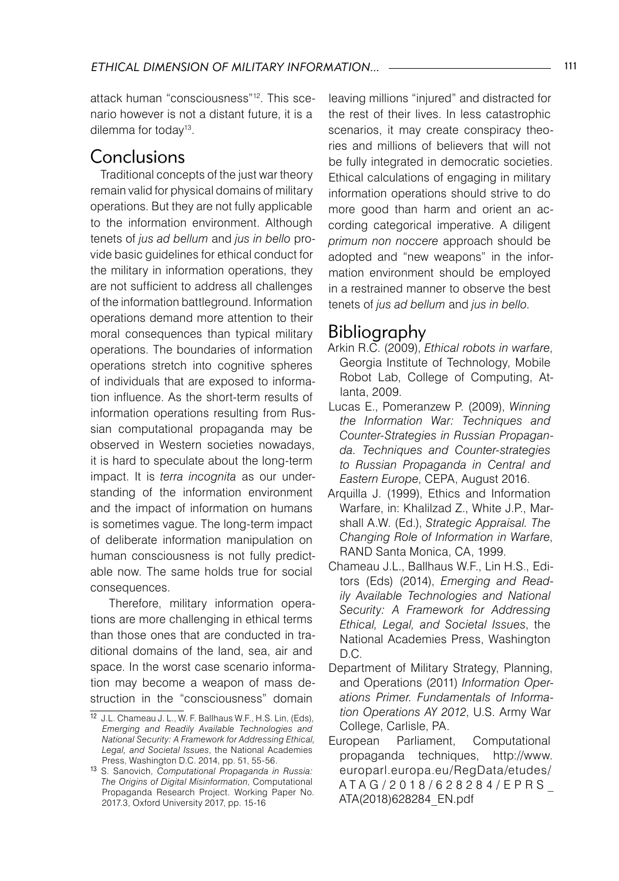attack human "consciousness"[12]. This scenario however is not a distant future, it is a dilemma for today[13].

## Conclusions

Traditional concepts of the just war theory remain valid for physical domains of military operations. But they are not fully applicable to the information environment. Although tenets of *jus ad bellum* and *jus in bello* provide basic guidelines for ethical conduct for the military in information operations, they are not sufficient to address all challenges of the information battleground. Information operations demand more attention to their moral consequences than typical military operations. The boundaries of information operations stretch into cognitive spheres of individuals that are exposed to information influence. As the short-term results of information operations resulting from Russian computational propaganda may be observed in Western societies nowadays, it is hard to speculate about the long-term impact. It is *terra incognita* as our understanding of the information environment and the impact of information on humans is sometimes vague. The long-term impact of deliberate information manipulation on human consciousness is not fully predictable now. The same holds true for social consequences.

Therefore, military information operations are more challenging in ethical terms than those ones that are conducted in traditional domains of the land, sea, air and space. In the worst case scenario information may become a weapon of mass destruction in the "consciousness" domain leaving millions "injured" and distracted for the rest of their lives. In less catastrophic scenarios, it may create conspiracy theories and millions of believers that will not be fully integrated in democratic societies. Ethical calculations of engaging in military information operations should strive to do more good than harm and orient an according categorical imperative. A diligent *primum non noccere* approach should be adopted and "new weapons" in the information environment should be employed in a restrained manner to observe the best tenets of *jus ad bellum* and *jus in bello*.

## Bibliography

Arkin R.C. (2009), *Ethical robots in warfare*, Georgia Institute of Technology, Mobile Robot Lab, College of Computing, Atlanta, 2009.

Lucas E., Pomeranzew P. (2009), *Winning the Information War: Techniques and Counter-Strategies in Russian Propaganda. Techniques and Counter-strategies to Russian Propaganda in Central and Eastern Europe*, CEPA, August 2016.

Arquilla J. (1999), Ethics and Information Warfare, in: Khalilzad Z., White J.P., Marshall A.W. (Ed.), *Strategic Appraisal. The Changing Role of Information in Warfare*, RAND Santa Monica, CA, 1999.

Chameau J.L., Ballhaus W.F., Lin H.S., Editors (Eds) (2014), *Emerging and Readily Available Technologies and National Security: A Framework for Addressing Ethical, Legal, and Societal Issues*, the National Academies Press, Washington D.C.

Department of Military Strategy, Planning, and Operations (2011) *Information Operations Primer. Fundamentals of Information Operations AY 2012*, U.S. Army War College, Carlisle, PA.

European Parliament, Computational propaganda techniques, http://www.europarl.europa.eu/RegData/etudes/ATAG/2018/628284/EPRS_ATA(2018)628284_EN.pdf

---

[12] J.L. Chameau J. L., W. F. Ballhaus W.F., H.S. Lin, (Eds), *Emerging and Readily Available Technologies and National Security: A Framework for Addressing Ethical, Legal, and Societal Issues*, the National Academies Press, Washington D.C. 2014, pp. 51, 55-56.

[13] S. Sanovich, *Computational Propaganda in Russia: The Origins of Digital Misinformation*, Computational Propaganda Research Project. Working Paper No. 2017.3, Oxford University 2017, pp. 15-16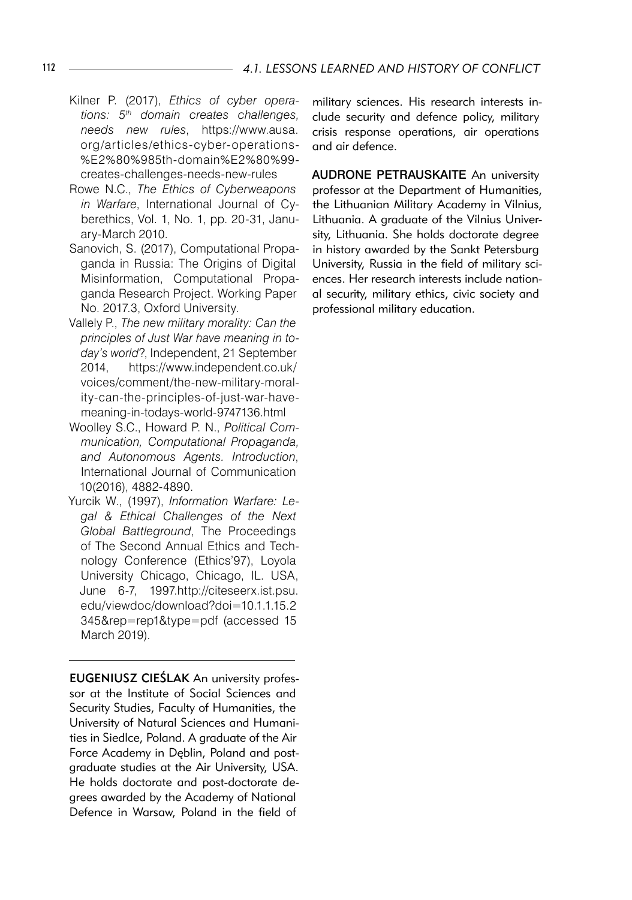Kilner P. (2017), *Ethics of cyber operations: 5th domain creates challenges, needs new rules*, https://www.ausa.org/articles/ethics-cyber-operations-%E2%80%985th-domain%E2%80%99-creates-challenges-needs-new-rules

Rowe N.C., *The Ethics of Cyberweapons in Warfare*, International Journal of Cyberethics, Vol. 1, No. 1, pp. 20-31, January-March 2010.

Sanovich, S. (2017), Computational Propaganda in Russia: The Origins of Digital Misinformation, Computational Propaganda Research Project. Working Paper No. 2017.3, Oxford University.

Vallely P., *The new military morality: Can the principles of Just War have meaning in today's world*?, Independent, 21 September 2014, https://www.independent.co.uk/voices/comment/the-new-military-morality-can-the-principles-of-just-war-have-meaning-in-todays-world-9747136.html

Woolley S.C., Howard P. N., *Political Communication, Computational Propaganda, and Autonomous Agents. Introduction*, International Journal of Communication 10(2016), 4882-4890.

Yurcik W., (1997), *Information Warfare: Legal & Ethical Challenges of the Next Global Battleground*, The Proceedings of The Second Annual Ethics and Technology Conference (Ethics'97), Loyola University Chicago, Chicago, IL. USA, June 6-7, 1997.http://citeseerx.ist.psu.edu/viewdoc/download?doi=10.1.1.15.2345&rep=rep1&type=pdf (accessed 15 March 2019).

---

**EUGENIUSZ CIEŚLAK** An university professor at the Institute of Social Sciences and Security Studies, Faculty of Humanities, the University of Natural Sciences and Humanities in Siedlce, Poland. A graduate of the Air Force Academy in Dęblin, Poland and postgraduate studies at the Air University, USA. He holds doctorate and post-doctorate degrees awarded by the Academy of National Defence in Warsaw, Poland in the field of military sciences. His research interests include security and defence policy, military crisis response operations, air operations and air defence.

**AUDRONE PETRAUSKAITE** An university professor at the Department of Humanities, the Lithuanian Military Academy in Vilnius, Lithuania. A graduate of the Vilnius University, Lithuania. She holds doctorate degree in history awarded by the Sankt Petersburg University, Russia in the field of military sciences. Her research interests include national security, military ethics, civic society and professional military education.